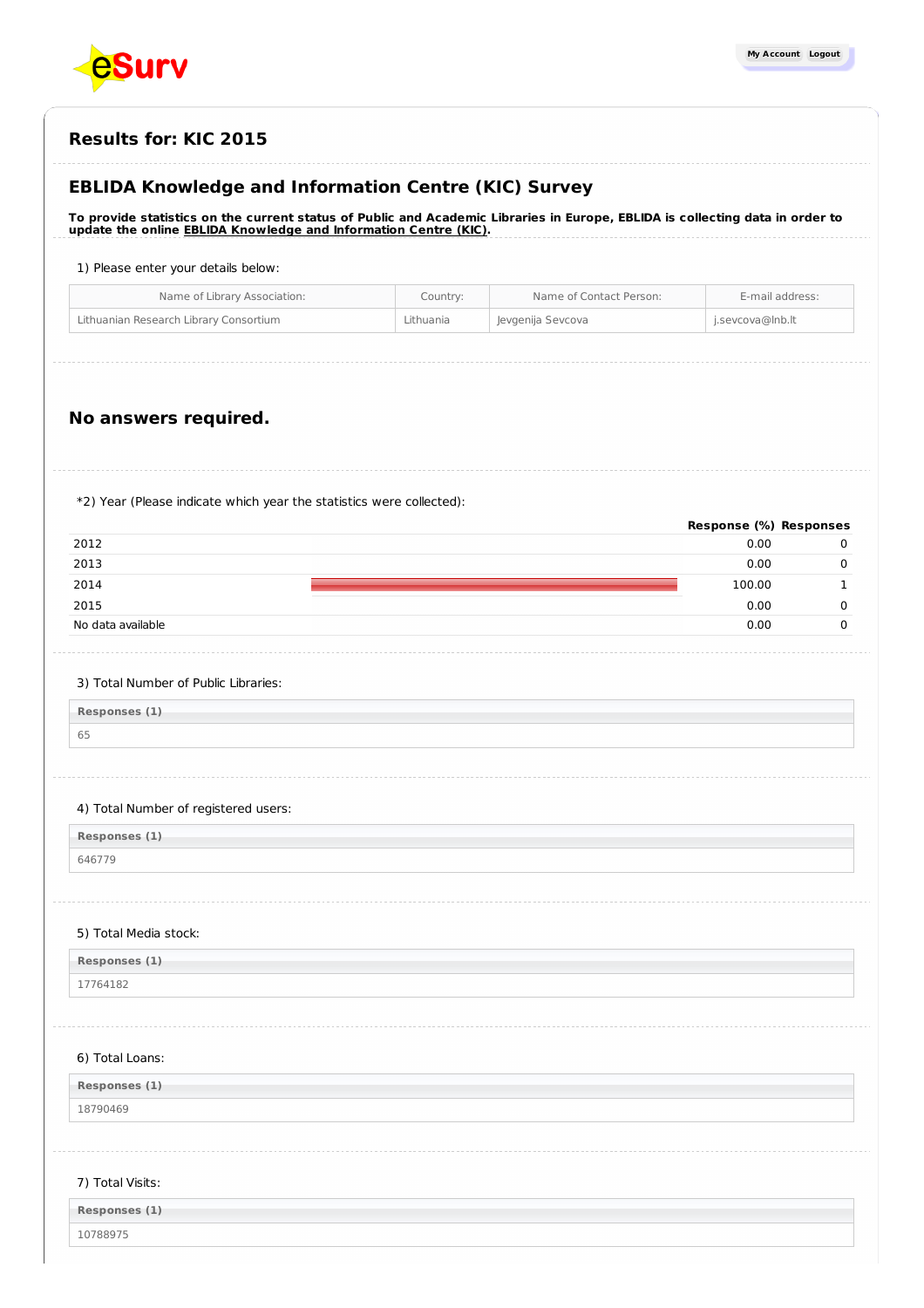## Results for: KIC 2015

## EBLIDA Knowledge and Information Centre (KIC) Survey

**To provide statistics on the current status of Public and Academic Libraries in Europe, EBLIDA is collecting data in order to update the online EBLIDA Knowledge and Information Centre (KIC).**

1) Please enter your details below:

| Name of Library Association: | Country: | Name of Contact Person: | E-mail address: |
|---|---|---|---|
| Lithuanian Research Library Consortium | Lithuania | Jevgenija Sevcova | j.sevcova@lnb.lt |

## No answers required.

*2) Year (Please indicate which year the statistics were collected):

| | Response (%) | Responses |
|---|---|---|
| 2012 | 0.00 | 0 |
| 2013 | 0.00 | 0 |
| 2014 | 100.00 | 1 |
| 2015 | 0.00 | 0 |
| No data available | 0.00 | 0 |

3) Total Number of Public Libraries:

| Responses (1) |
|---|
| 65 |

4) Total Number of registered users:

| Responses (1) |
|---|
| 646779 |

5) Total Media stock:

| Responses (1) |
|---|
| 17764182 |

6) Total Loans:

| Responses (1) |
|---|
| 18790469 |

7) Total Visits:

| Responses (1) |
|---|
| 10788975 |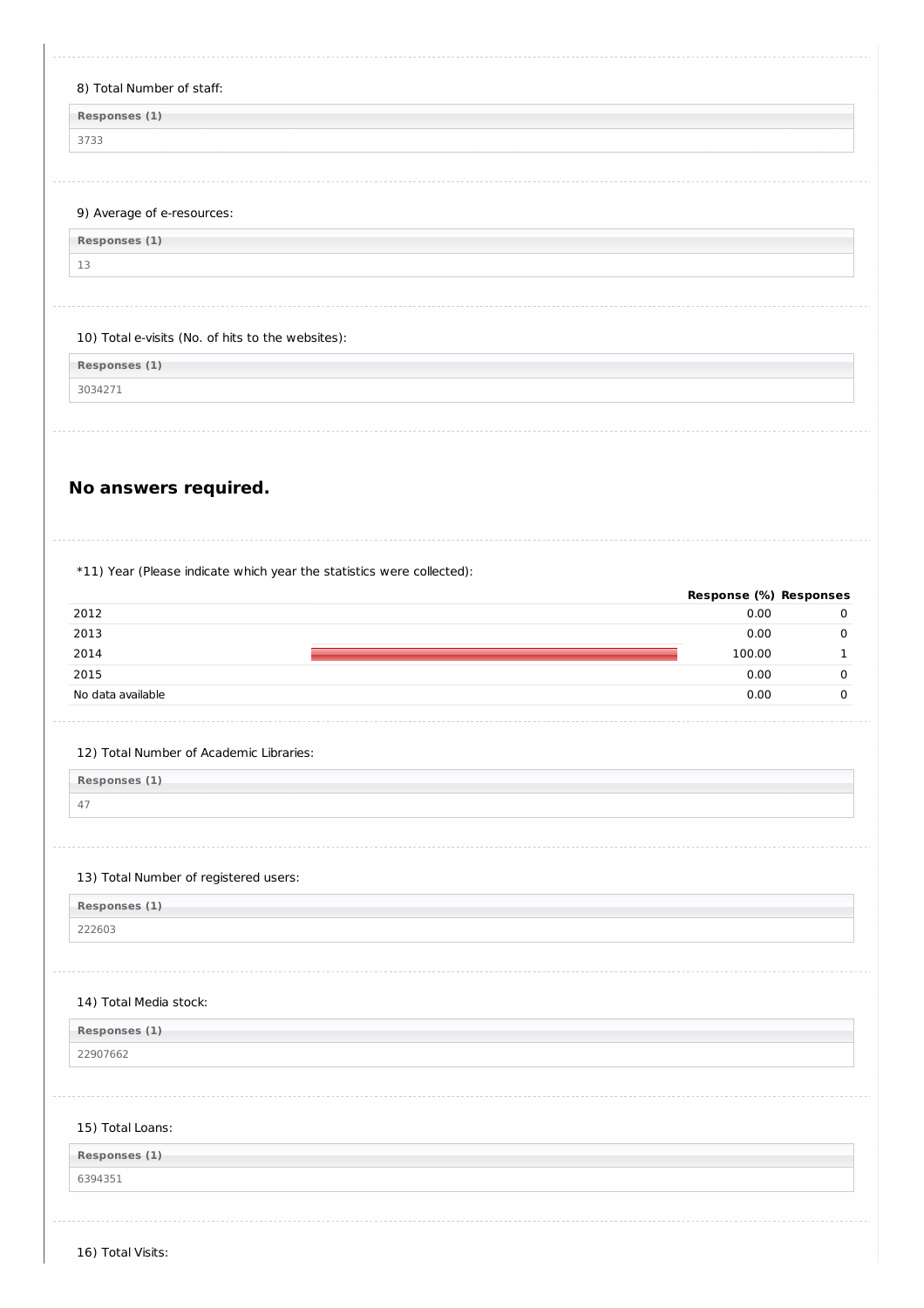8) Total Number of staff:

| Responses (1) |
| --- |
| 3733 |

9) Average of e-resources:

| Responses (1) |
| --- |
| 13 |

10) Total e-visits (No. of hits to the websites):

| Responses (1) |
| --- |
| 3034271 |

## No answers required.

*11) Year (Please indicate which year the statistics were collected):

| | Response (%) | Responses |
| --- | --- | --- |
| 2012 | 0.00 | 0 |
| 2013 | 0.00 | 0 |
| 2014 | 100.00 | 1 |
| 2015 | 0.00 | 0 |
| No data available | 0.00 | 0 |

12) Total Number of Academic Libraries:

| Responses (1) |
| --- |
| 47 |

13) Total Number of registered users:

| Responses (1) |
| --- |
| 222603 |

14) Total Media stock:

| Responses (1) |
| --- |
| 22907662 |

15) Total Loans:

| Responses (1) |
| --- |
| 6394351 |

16) Total Visits: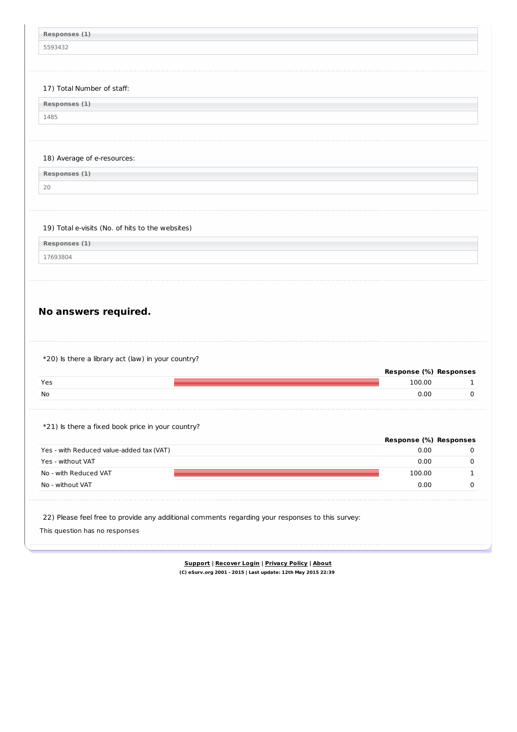| Responses (1) |
| --- |
| 5593432 |

17) Total Number of staff:

| Responses (1) |
| --- |
| 1485 |

18) Average of e-resources:

| Responses (1) |
| --- |
| 20 |

19) Total e-visits (No. of hits to the websites)

| Responses (1) |
| --- |
| 17693804 |

## No answers required.

*20) Is there a library act (law) in your country?

| | Response (%) | Responses |
| --- | --- | --- |
| Yes | 100.00 | 1 |
| No | 0.00 | 0 |

*21) Is there a fixed book price in your country?

| | Response (%) | Responses |
| --- | --- | --- |
| Yes - with Reduced value-added tax (VAT) | 0.00 | 0 |
| Yes - without VAT | 0.00 | 0 |
| No - with Reduced VAT | 100.00 | 1 |
| No - without VAT | 0.00 | 0 |

22) Please feel free to provide any additional comments regarding your responses to this survey:

This question has no responses

**Support** | **Recover Login** | **Privacy Policy** | **About**

**(C) eSurv.org 2001 - 2015 | Last update: 12th May 2015 22:39**